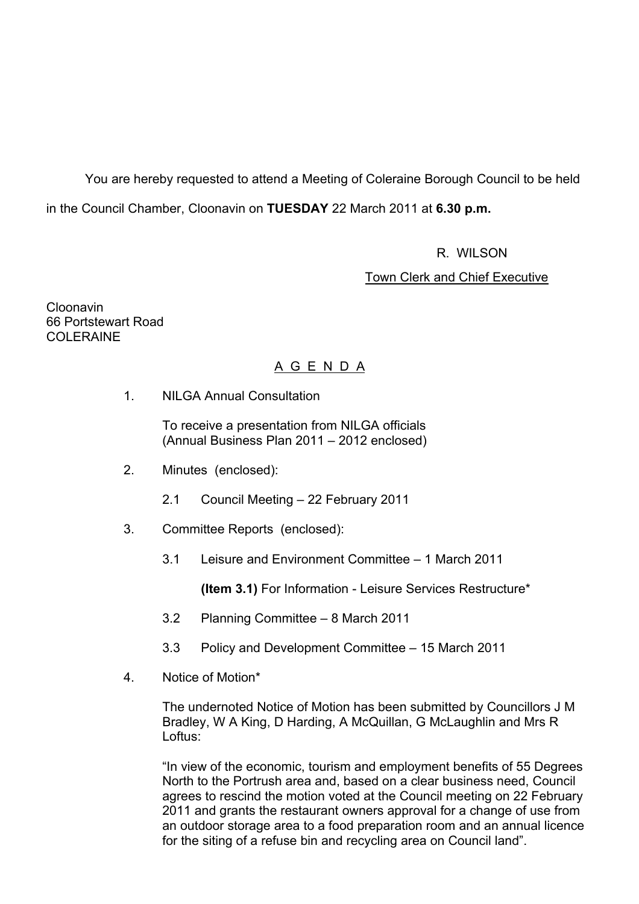You are hereby requested to attend a Meeting of Coleraine Borough Council to be held in the Council Chamber, Cloonavin on **TUESDAY** 22 March 2011 at **6.30 p.m.**

R. WILSON

Town Clerk and Chief Executive

Cloonavin
66 Portstewart Road
COLERAINE

## A G E N D A

1. NILGA Annual Consultation

   To receive a presentation from NILGA officials (Annual Business Plan 2011 – 2012 enclosed)

2. Minutes (enclosed):

   2.1 Council Meeting – 22 February 2011

3. Committee Reports (enclosed):

   3.1 Leisure and Environment Committee – 1 March 2011

   **(Item 3.1)** For Information - Leisure Services Restructure*

   3.2 Planning Committee – 8 March 2011

   3.3 Policy and Development Committee – 15 March 2011

4. Notice of Motion*

   The undernoted Notice of Motion has been submitted by Councillors J M Bradley, W A King, D Harding, A McQuillan, G McLaughlin and Mrs R Loftus:

   "In view of the economic, tourism and employment benefits of 55 Degrees North to the Portrush area and, based on a clear business need, Council agrees to rescind the motion voted at the Council meeting on 22 February 2011 and grants the restaurant owners approval for a change of use from an outdoor storage area to a food preparation room and an annual licence for the siting of a refuse bin and recycling area on Council land".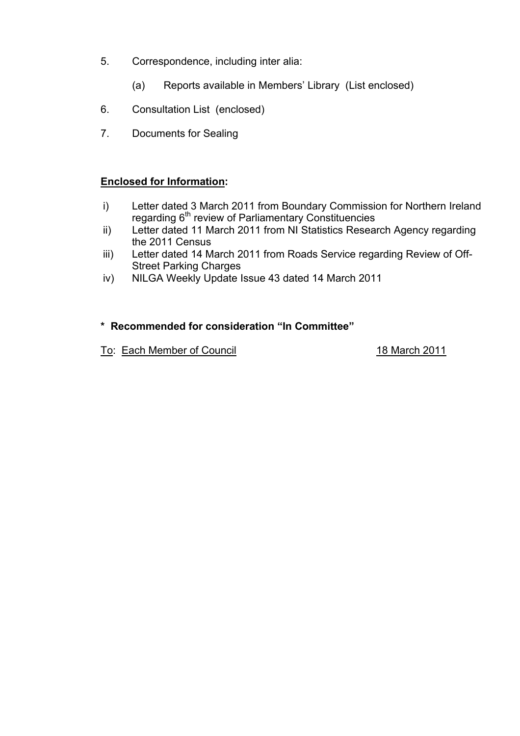5. Correspondence, including inter alia:

    (a) Reports available in Members' Library (List enclosed)

6. Consultation List (enclosed)

7. Documents for Sealing

**<u>Enclosed for Information</u>:**

i) Letter dated 3 March 2011 from Boundary Commission for Northern Ireland regarding 6th review of Parliamentary Constituencies
ii) Letter dated 11 March 2011 from NI Statistics Research Agency regarding the 2011 Census
iii) Letter dated 14 March 2011 from Roads Service regarding Review of Off-Street Parking Charges
iv) NILGA Weekly Update Issue 43 dated 14 March 2011

**\* Recommended for consideration "In Committee"**

<u>To</u>: <u>Each Member of Council</u> <u>18 March 2011</u>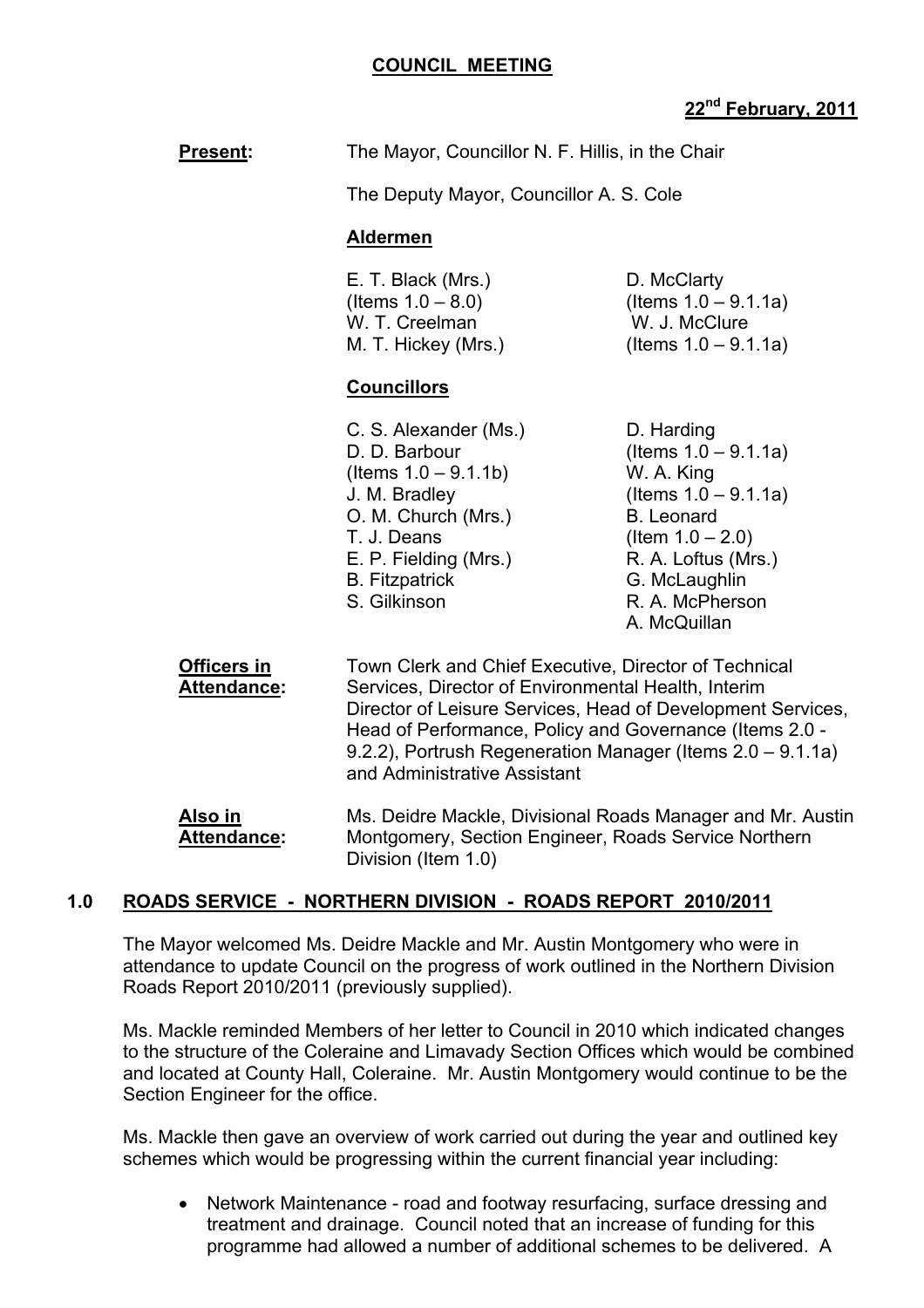# COUNCIL MEETING

**22nd February, 2011**

**Present:** The Mayor, Councillor N. F. Hillis, in the Chair

The Deputy Mayor, Councillor A. S. Cole

**Aldermen**

| | |
|---|---|
| E. T. Black (Mrs.) (Items 1.0 – 8.0) | D. McClarty (Items 1.0 – 9.1.1a) |
| W. T. Creelman | W. J. McClure (Items 1.0 – 9.1.1a) |
| M. T. Hickey (Mrs.) | |

**Councillors**

| | |
|---|---|
| C. S. Alexander (Ms.) | D. Harding (Items 1.0 – 9.1.1a) |
| D. D. Barbour (Items 1.0 – 9.1.1b) | W. A. King (Items 1.0 – 9.1.1a) |
| J. M. Bradley | B. Leonard (Item 1.0 – 2.0) |
| O. M. Church (Mrs.) | R. A. Loftus (Mrs.) |
| T. J. Deans | G. McLaughlin |
| E. P. Fielding (Mrs.) | R. A. McPherson |
| B. Fitzpatrick | A. McQuillan |
| S. Gilkinson | |

**Officers in Attendance:** Town Clerk and Chief Executive, Director of Technical Services, Director of Environmental Health, Interim Director of Leisure Services, Head of Development Services, Head of Performance, Policy and Governance (Items 2.0 - 9.2.2), Portrush Regeneration Manager (Items 2.0 – 9.1.1a) and Administrative Assistant

**Also in Attendance:** Ms. Deidre Mackle, Divisional Roads Manager and Mr. Austin Montgomery, Section Engineer, Roads Service Northern Division (Item 1.0)

## 1.0 ROADS SERVICE - NORTHERN DIVISION - ROADS REPORT 2010/2011

The Mayor welcomed Ms. Deidre Mackle and Mr. Austin Montgomery who were in attendance to update Council on the progress of work outlined in the Northern Division Roads Report 2010/2011 (previously supplied).

Ms. Mackle reminded Members of her letter to Council in 2010 which indicated changes to the structure of the Coleraine and Limavady Section Offices which would be combined and located at County Hall, Coleraine. Mr. Austin Montgomery would continue to be the Section Engineer for the office.

Ms. Mackle then gave an overview of work carried out during the year and outlined key schemes which would be progressing within the current financial year including:

- Network Maintenance - road and footway resurfacing, surface dressing and treatment and drainage. Council noted that an increase of funding for this programme had allowed a number of additional schemes to be delivered. A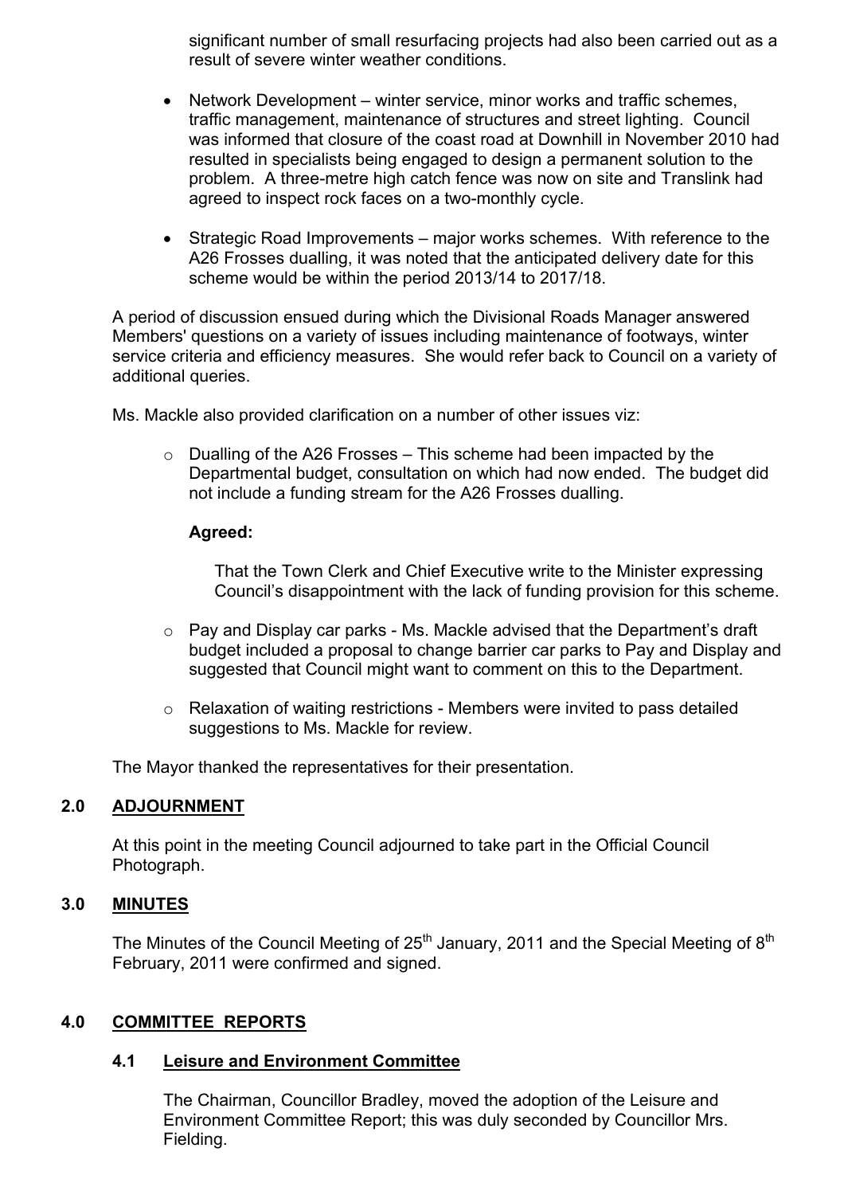significant number of small resurfacing projects had also been carried out as a result of severe winter weather conditions.

- Network Development – winter service, minor works and traffic schemes, traffic management, maintenance of structures and street lighting. Council was informed that closure of the coast road at Downhill in November 2010 had resulted in specialists being engaged to design a permanent solution to the problem. A three-metre high catch fence was now on site and Translink had agreed to inspect rock faces on a two-monthly cycle.

- Strategic Road Improvements – major works schemes. With reference to the A26 Frosses dualling, it was noted that the anticipated delivery date for this scheme would be within the period 2013/14 to 2017/18.

A period of discussion ensued during which the Divisional Roads Manager answered Members' questions on a variety of issues including maintenance of footways, winter service criteria and efficiency measures. She would refer back to Council on a variety of additional queries.

Ms. Mackle also provided clarification on a number of other issues viz:

- Dualling of the A26 Frosses – This scheme had been impacted by the Departmental budget, consultation on which had now ended. The budget did not include a funding stream for the A26 Frosses dualling.

  **Agreed:**

  That the Town Clerk and Chief Executive write to the Minister expressing Council's disappointment with the lack of funding provision for this scheme.

- Pay and Display car parks - Ms. Mackle advised that the Department's draft budget included a proposal to change barrier car parks to Pay and Display and suggested that Council might want to comment on this to the Department.

- Relaxation of waiting restrictions - Members were invited to pass detailed suggestions to Ms. Mackle for review.

The Mayor thanked the representatives for their presentation.

## 2.0 ADJOURNMENT

At this point in the meeting Council adjourned to take part in the Official Council Photograph.

## 3.0 MINUTES

The Minutes of the Council Meeting of 25th January, 2011 and the Special Meeting of 8th February, 2011 were confirmed and signed.

## 4.0 COMMITTEE REPORTS

### 4.1 Leisure and Environment Committee

The Chairman, Councillor Bradley, moved the adoption of the Leisure and Environment Committee Report; this was duly seconded by Councillor Mrs. Fielding.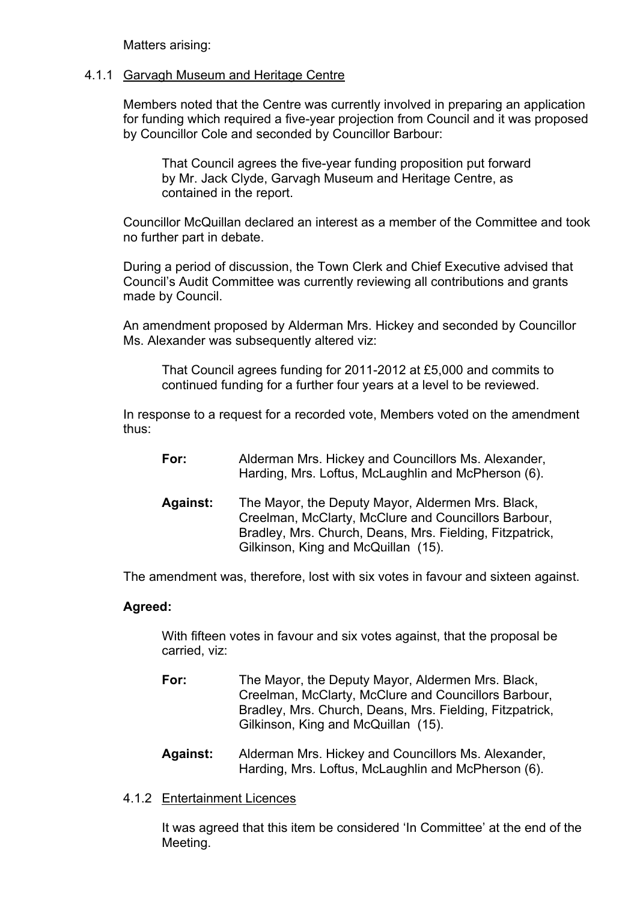Matters arising:

4.1.1 <u>Garvagh Museum and Heritage Centre</u>

Members noted that the Centre was currently involved in preparing an application for funding which required a five-year projection from Council and it was proposed by Councillor Cole and seconded by Councillor Barbour:

> That Council agrees the five-year funding proposition put forward by Mr. Jack Clyde, Garvagh Museum and Heritage Centre, as contained in the report.

Councillor McQuillan declared an interest as a member of the Committee and took no further part in debate.

During a period of discussion, the Town Clerk and Chief Executive advised that Council's Audit Committee was currently reviewing all contributions and grants made by Council.

An amendment proposed by Alderman Mrs. Hickey and seconded by Councillor Ms. Alexander was subsequently altered viz:

> That Council agrees funding for 2011-2012 at £5,000 and commits to continued funding for a further four years at a level to be reviewed.

In response to a request for a recorded vote, Members voted on the amendment thus:

**For:** Alderman Mrs. Hickey and Councillors Ms. Alexander, Harding, Mrs. Loftus, McLaughlin and McPherson (6).

**Against:** The Mayor, the Deputy Mayor, Aldermen Mrs. Black, Creelman, McClarty, McClure and Councillors Barbour, Bradley, Mrs. Church, Deans, Mrs. Fielding, Fitzpatrick, Gilkinson, King and McQuillan (15).

The amendment was, therefore, lost with six votes in favour and sixteen against.

**Agreed:**

With fifteen votes in favour and six votes against, that the proposal be carried, viz:

**For:** The Mayor, the Deputy Mayor, Aldermen Mrs. Black, Creelman, McClarty, McClure and Councillors Barbour, Bradley, Mrs. Church, Deans, Mrs. Fielding, Fitzpatrick, Gilkinson, King and McQuillan (15).

**Against:** Alderman Mrs. Hickey and Councillors Ms. Alexander, Harding, Mrs. Loftus, McLaughlin and McPherson (6).

4.1.2 <u>Entertainment Licences</u>

It was agreed that this item be considered 'In Committee' at the end of the Meeting.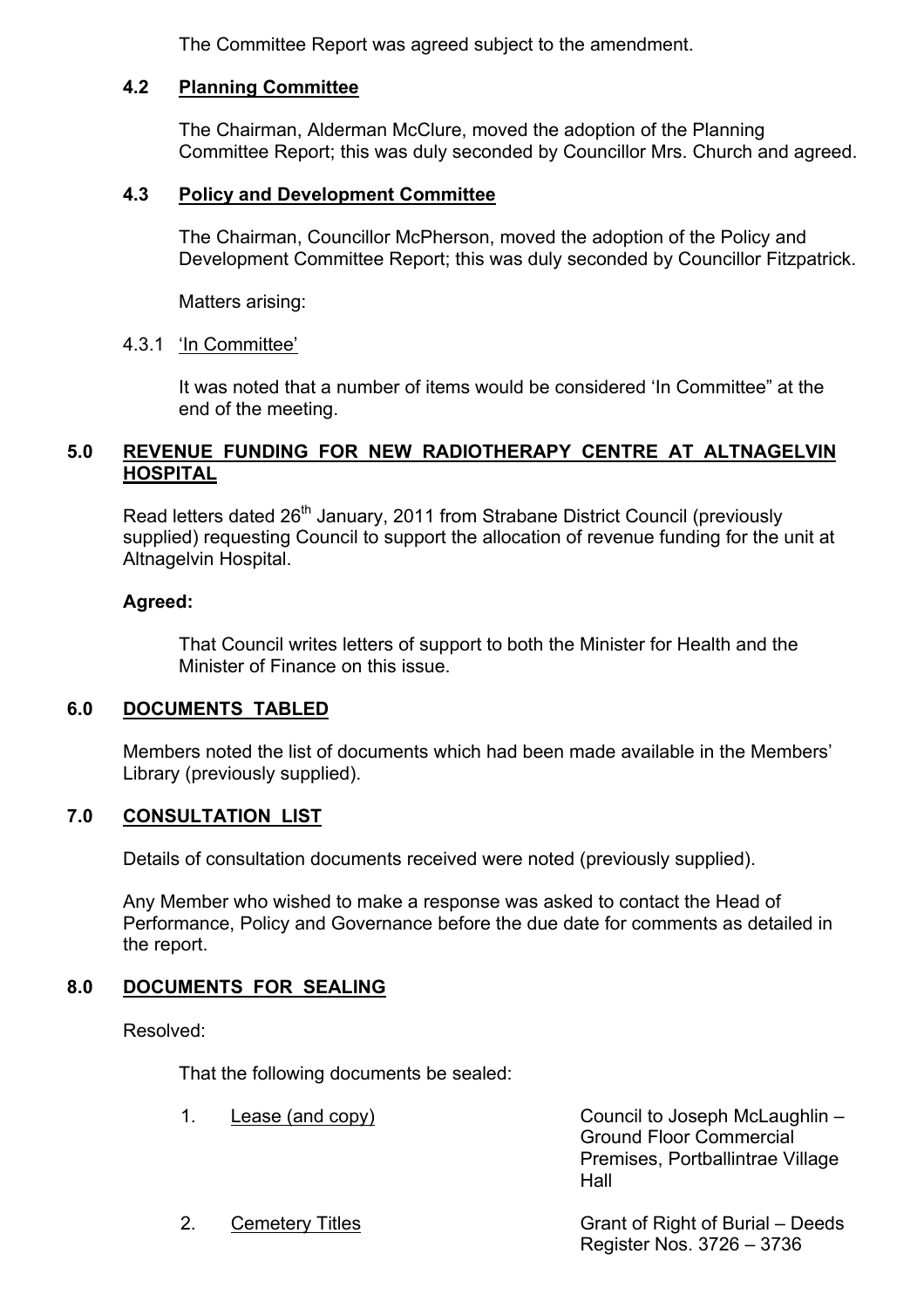The Committee Report was agreed subject to the amendment.

### 4.2 Planning Committee

The Chairman, Alderman McClure, moved the adoption of the Planning Committee Report; this was duly seconded by Councillor Mrs. Church and agreed.

### 4.3 Policy and Development Committee

The Chairman, Councillor McPherson, moved the adoption of the Policy and Development Committee Report; this was duly seconded by Councillor Fitzpatrick.

Matters arising:

4.3.1 'In Committee'

It was noted that a number of items would be considered 'In Committee" at the end of the meeting.

## 5.0 REVENUE FUNDING FOR NEW RADIOTHERAPY CENTRE AT ALTNAGELVIN HOSPITAL

Read letters dated 26th January, 2011 from Strabane District Council (previously supplied) requesting Council to support the allocation of revenue funding for the unit at Altnagelvin Hospital.

**Agreed:**

That Council writes letters of support to both the Minister for Health and the Minister of Finance on this issue.

## 6.0 DOCUMENTS TABLED

Members noted the list of documents which had been made available in the Members' Library (previously supplied).

## 7.0 CONSULTATION LIST

Details of consultation documents received were noted (previously supplied).

Any Member who wished to make a response was asked to contact the Head of Performance, Policy and Governance before the due date for comments as detailed in the report.

## 8.0 DOCUMENTS FOR SEALING

Resolved:

That the following documents be sealed:

1. Lease (and copy) — Council to Joseph McLaughlin – Ground Floor Commercial Premises, Portballintrae Village Hall
2. Cemetery Titles — Grant of Right of Burial – Deeds Register Nos. 3726 – 3736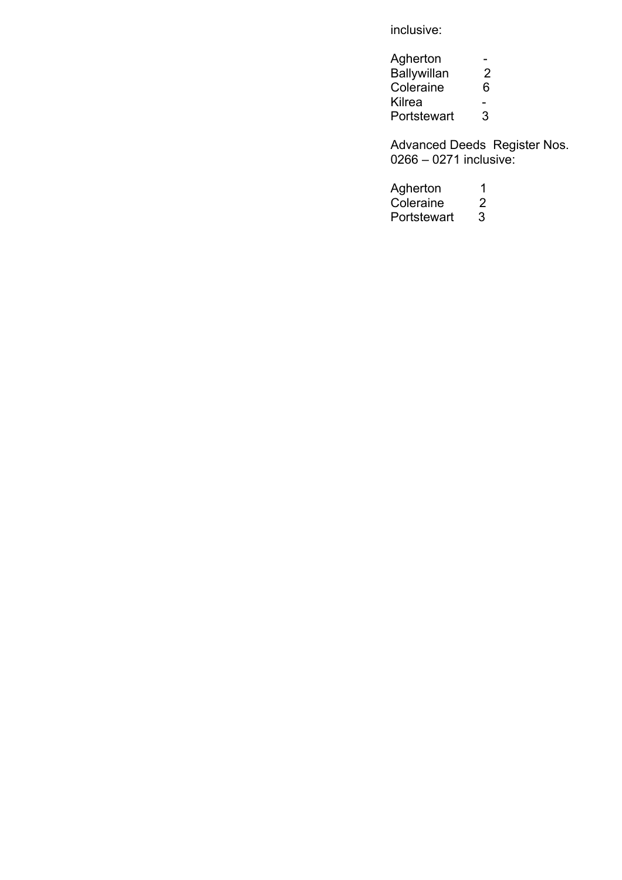inclusive:

| | |
|---|---|
| Agherton | - |
| Ballywillan | 2 |
| Coleraine | 6 |
| Kilrea | - |
| Portstewart | 3 |

Advanced Deeds Register Nos. 0266 – 0271 inclusive:

| | |
|---|---|
| Agherton | 1 |
| Coleraine | 2 |
| Portstewart | 3 |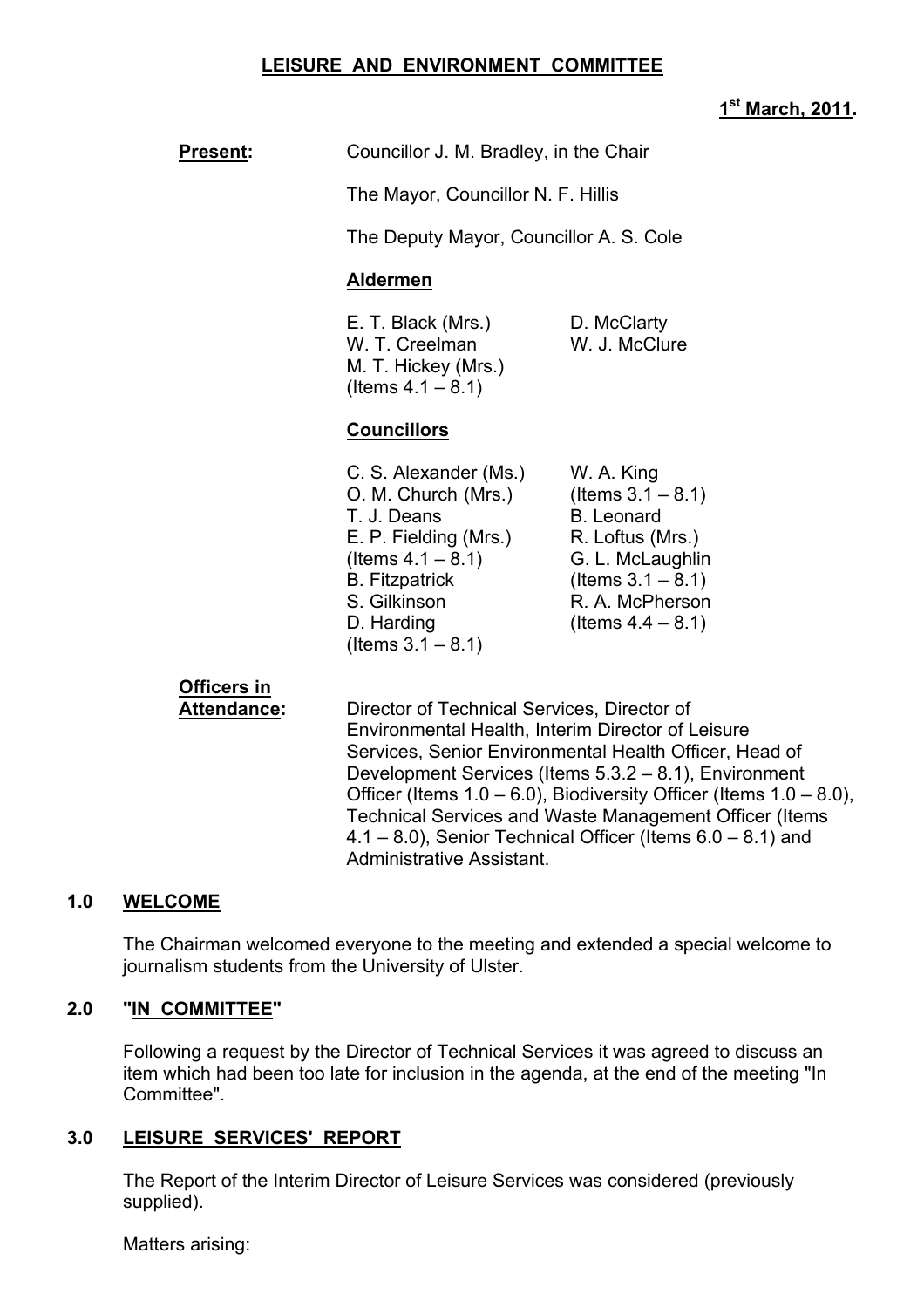**LEISURE AND ENVIRONMENT COMMITTEE**

**1st March, 2011.**

**Present:** Councillor J. M. Bradley, in the Chair

The Mayor, Councillor N. F. Hillis

The Deputy Mayor, Councillor A. S. Cole

**Aldermen**

E. T. Black (Mrs.)
W. T. Creelman
M. T. Hickey (Mrs.) (Items 4.1 – 8.1)
D. McClarty
W. J. McClure

**Councillors**

C. S. Alexander (Ms.)
O. M. Church (Mrs.)
T. J. Deans
E. P. Fielding (Mrs.) (Items 4.1 – 8.1)
B. Fitzpatrick
S. Gilkinson
D. Harding (Items 3.1 – 8.1)
W. A. King (Items 3.1 – 8.1)
B. Leonard
R. Loftus (Mrs.)
G. L. McLaughlin (Items 3.1 – 8.1)
R. A. McPherson (Items 4.4 – 8.1)

**Officers in Attendance:** Director of Technical Services, Director of Environmental Health, Interim Director of Leisure Services, Senior Environmental Health Officer, Head of Development Services (Items 5.3.2 – 8.1), Environment Officer (Items 1.0 – 6.0), Biodiversity Officer (Items 1.0 – 8.0), Technical Services and Waste Management Officer (Items 4.1 – 8.0), Senior Technical Officer (Items 6.0 – 8.1) and Administrative Assistant.

## 1.0 WELCOME

The Chairman welcomed everyone to the meeting and extended a special welcome to journalism students from the University of Ulster.

## 2.0 "IN COMMITTEE"

Following a request by the Director of Technical Services it was agreed to discuss an item which had been too late for inclusion in the agenda, at the end of the meeting "In Committee".

## 3.0 LEISURE SERVICES' REPORT

The Report of the Interim Director of Leisure Services was considered (previously supplied).

Matters arising: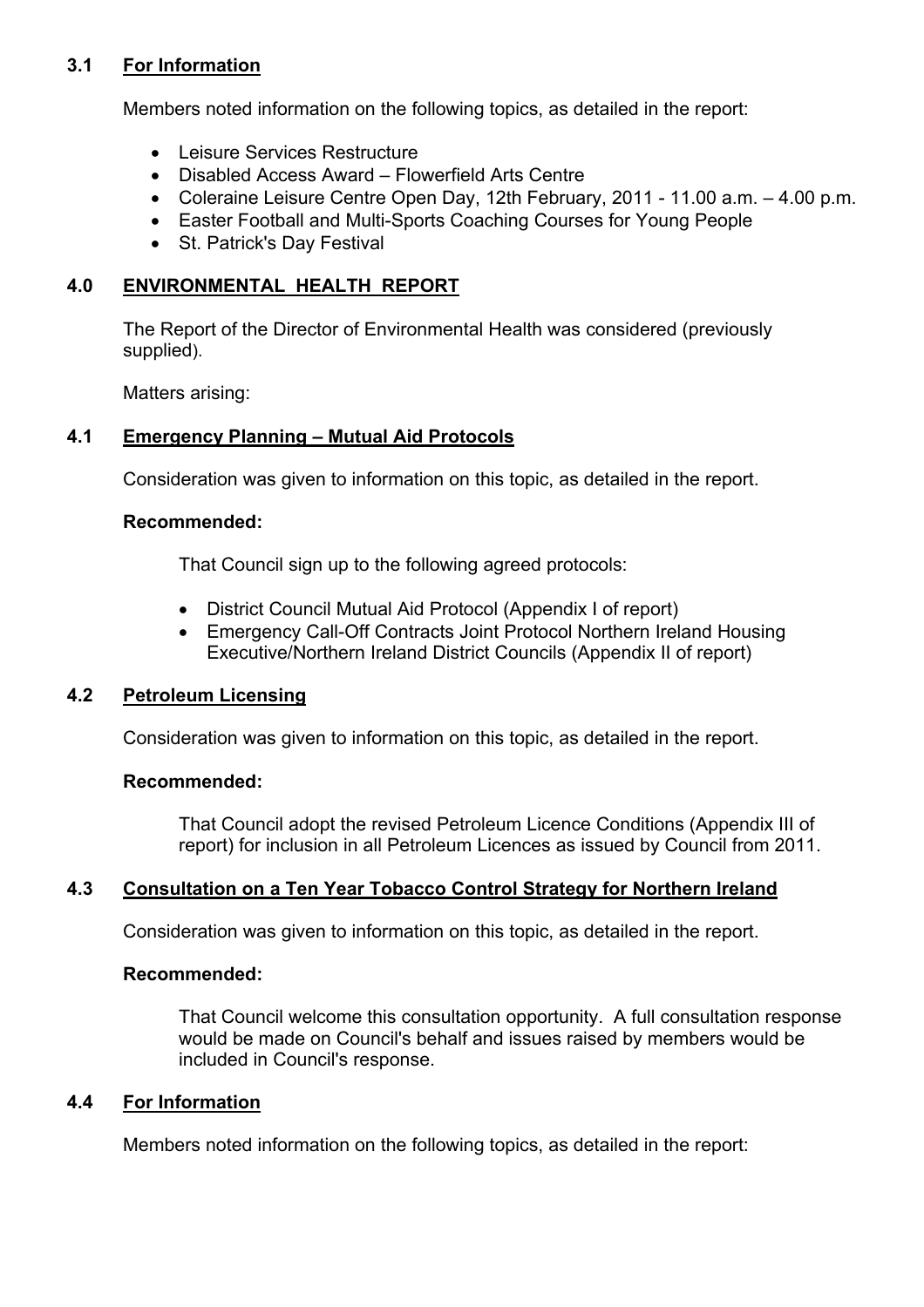### 3.1 For Information

Members noted information on the following topics, as detailed in the report:

- Leisure Services Restructure
- Disabled Access Award – Flowerfield Arts Centre
- Coleraine Leisure Centre Open Day, 12th February, 2011 - 11.00 a.m. – 4.00 p.m.
- Easter Football and Multi-Sports Coaching Courses for Young People
- St. Patrick's Day Festival

## 4.0 ENVIRONMENTAL HEALTH REPORT

The Report of the Director of Environmental Health was considered (previously supplied).

Matters arising:

### 4.1 Emergency Planning – Mutual Aid Protocols

Consideration was given to information on this topic, as detailed in the report.

**Recommended:**

That Council sign up to the following agreed protocols:

- District Council Mutual Aid Protocol (Appendix I of report)
- Emergency Call-Off Contracts Joint Protocol Northern Ireland Housing Executive/Northern Ireland District Councils (Appendix II of report)

### 4.2 Petroleum Licensing

Consideration was given to information on this topic, as detailed in the report.

**Recommended:**

That Council adopt the revised Petroleum Licence Conditions (Appendix III of report) for inclusion in all Petroleum Licences as issued by Council from 2011.

### 4.3 Consultation on a Ten Year Tobacco Control Strategy for Northern Ireland

Consideration was given to information on this topic, as detailed in the report.

**Recommended:**

That Council welcome this consultation opportunity. A full consultation response would be made on Council's behalf and issues raised by members would be included in Council's response.

### 4.4 For Information

Members noted information on the following topics, as detailed in the report: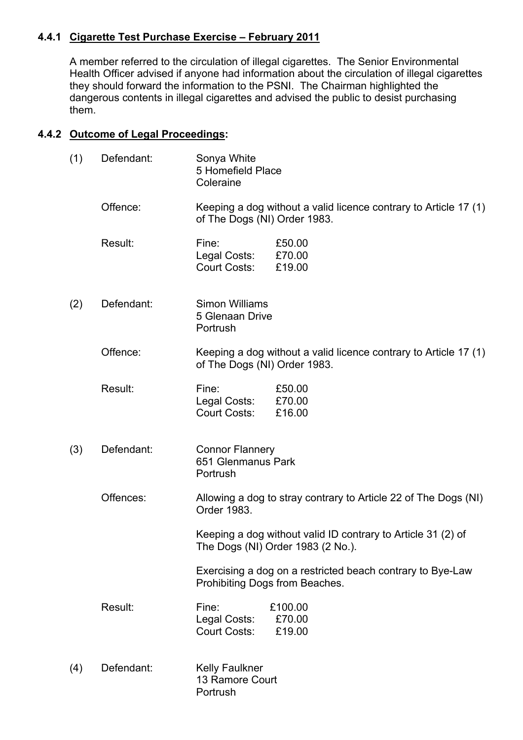#### 4.4.1 Cigarette Test Purchase Exercise – February 2011

A member referred to the circulation of illegal cigarettes. The Senior Environmental Health Officer advised if anyone had information about the circulation of illegal cigarettes they should forward the information to the PSNI. The Chairman highlighted the dangerous contents in illegal cigarettes and advised the public to desist purchasing them.

#### 4.4.2 Outcome of Legal Proceedings:

(1) Defendant: Sonya White
5 Homefield Place
Coleraine

Offence: Keeping a dog without a valid licence contrary to Article 17 (1) of The Dogs (NI) Order 1983.

Result:
Fine: £50.00
Legal Costs: £70.00
Court Costs: £19.00

(2) Defendant: Simon Williams
5 Glenaan Drive
Portrush

Offence: Keeping a dog without a valid licence contrary to Article 17 (1) of The Dogs (NI) Order 1983.

Result:
Fine: £50.00
Legal Costs: £70.00
Court Costs: £16.00

(3) Defendant: Connor Flannery
651 Glenmanus Park
Portrush

Offences: Allowing a dog to stray contrary to Article 22 of The Dogs (NI) Order 1983.

Keeping a dog without valid ID contrary to Article 31 (2) of The Dogs (NI) Order 1983 (2 No.).

Exercising a dog on a restricted beach contrary to Bye-Law Prohibiting Dogs from Beaches.

Result:
Fine: £100.00
Legal Costs: £70.00
Court Costs: £19.00

(4) Defendant: Kelly Faulkner
13 Ramore Court
Portrush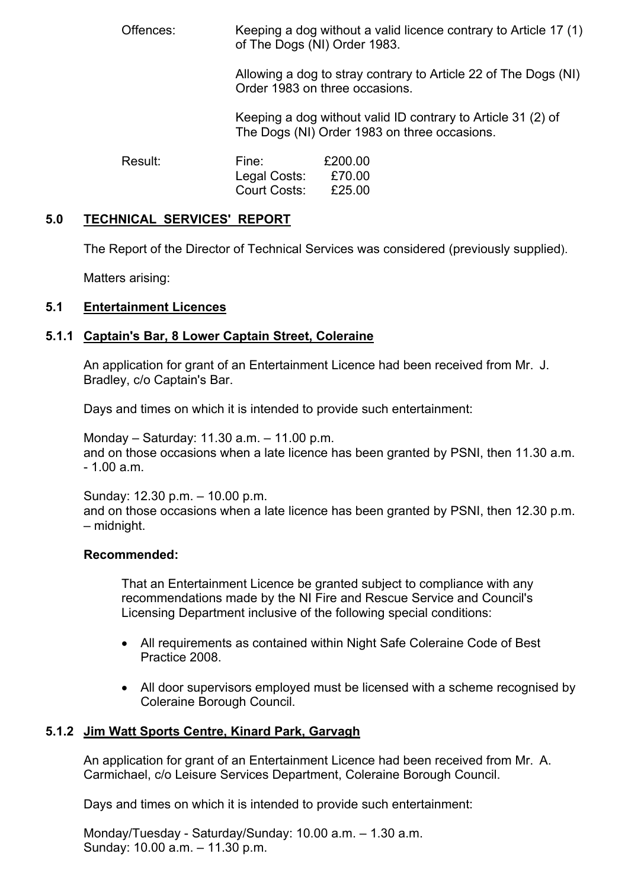Offences: Keeping a dog without a valid licence contrary to Article 17 (1) of The Dogs (NI) Order 1983.

Allowing a dog to stray contrary to Article 22 of The Dogs (NI) Order 1983 on three occasions.

Keeping a dog without valid ID contrary to Article 31 (2) of The Dogs (NI) Order 1983 on three occasions.

| Result: | | |
|---|---|---|
| | Fine: | £200.00 |
| | Legal Costs: | £70.00 |
| | Court Costs: | £25.00 |

## 5.0 TECHNICAL SERVICES' REPORT

The Report of the Director of Technical Services was considered (previously supplied).

Matters arising:

### 5.1 Entertainment Licences

#### 5.1.1 Captain's Bar, 8 Lower Captain Street, Coleraine

An application for grant of an Entertainment Licence had been received from Mr. J. Bradley, c/o Captain's Bar.

Days and times on which it is intended to provide such entertainment:

Monday – Saturday: 11.30 a.m. – 11.00 p.m.
and on those occasions when a late licence has been granted by PSNI, then 11.30 a.m. - 1.00 a.m.

Sunday: 12.30 p.m. – 10.00 p.m.
and on those occasions when a late licence has been granted by PSNI, then 12.30 p.m. – midnight.

**Recommended:**

That an Entertainment Licence be granted subject to compliance with any recommendations made by the NI Fire and Rescue Service and Council's Licensing Department inclusive of the following special conditions:

- All requirements as contained within Night Safe Coleraine Code of Best Practice 2008.
- All door supervisors employed must be licensed with a scheme recognised by Coleraine Borough Council.

#### 5.1.2 Jim Watt Sports Centre, Kinard Park, Garvagh

An application for grant of an Entertainment Licence had been received from Mr. A. Carmichael, c/o Leisure Services Department, Coleraine Borough Council.

Days and times on which it is intended to provide such entertainment:

Monday/Tuesday - Saturday/Sunday: 10.00 a.m. – 1.30 a.m.
Sunday: 10.00 a.m. – 11.30 p.m.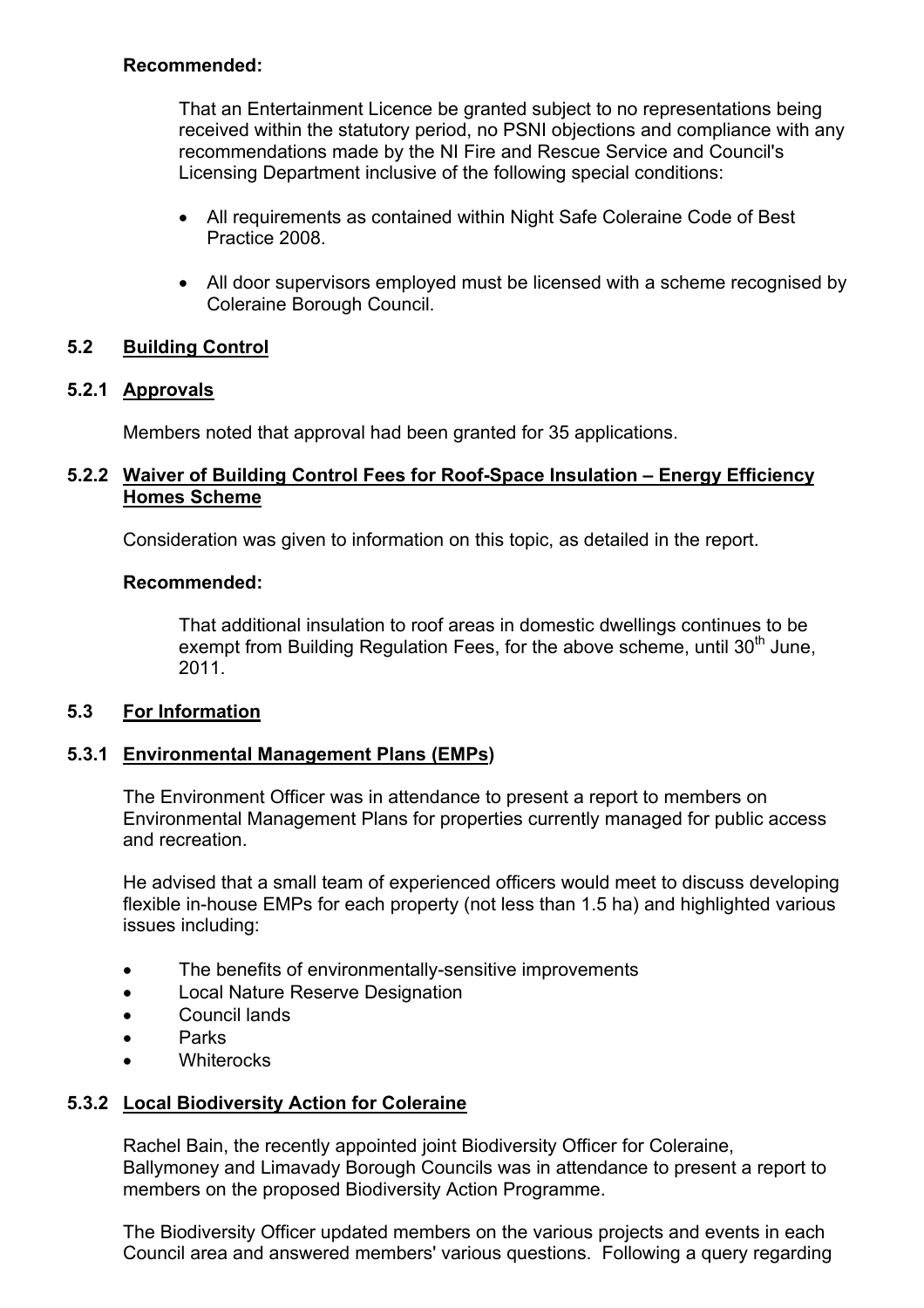**Recommended:**

That an Entertainment Licence be granted subject to no representations being received within the statutory period, no PSNI objections and compliance with any recommendations made by the NI Fire and Rescue Service and Council's Licensing Department inclusive of the following special conditions:

- All requirements as contained within Night Safe Coleraine Code of Best Practice 2008.
- All door supervisors employed must be licensed with a scheme recognised by Coleraine Borough Council.

## 5.2 Building Control

### 5.2.1 Approvals

Members noted that approval had been granted for 35 applications.

### 5.2.2 Waiver of Building Control Fees for Roof-Space Insulation – Energy Efficiency Homes Scheme

Consideration was given to information on this topic, as detailed in the report.

**Recommended:**

That additional insulation to roof areas in domestic dwellings continues to be exempt from Building Regulation Fees, for the above scheme, until 30th June, 2011.

## 5.3 For Information

### 5.3.1 Environmental Management Plans (EMPs)

The Environment Officer was in attendance to present a report to members on Environmental Management Plans for properties currently managed for public access and recreation.

He advised that a small team of experienced officers would meet to discuss developing flexible in-house EMPs for each property (not less than 1.5 ha) and highlighted various issues including:

- The benefits of environmentally-sensitive improvements
- Local Nature Reserve Designation
- Council lands
- Parks
- Whiterocks

### 5.3.2 Local Biodiversity Action for Coleraine

Rachel Bain, the recently appointed joint Biodiversity Officer for Coleraine, Ballymoney and Limavady Borough Councils was in attendance to present a report to members on the proposed Biodiversity Action Programme.

The Biodiversity Officer updated members on the various projects and events in each Council area and answered members' various questions. Following a query regarding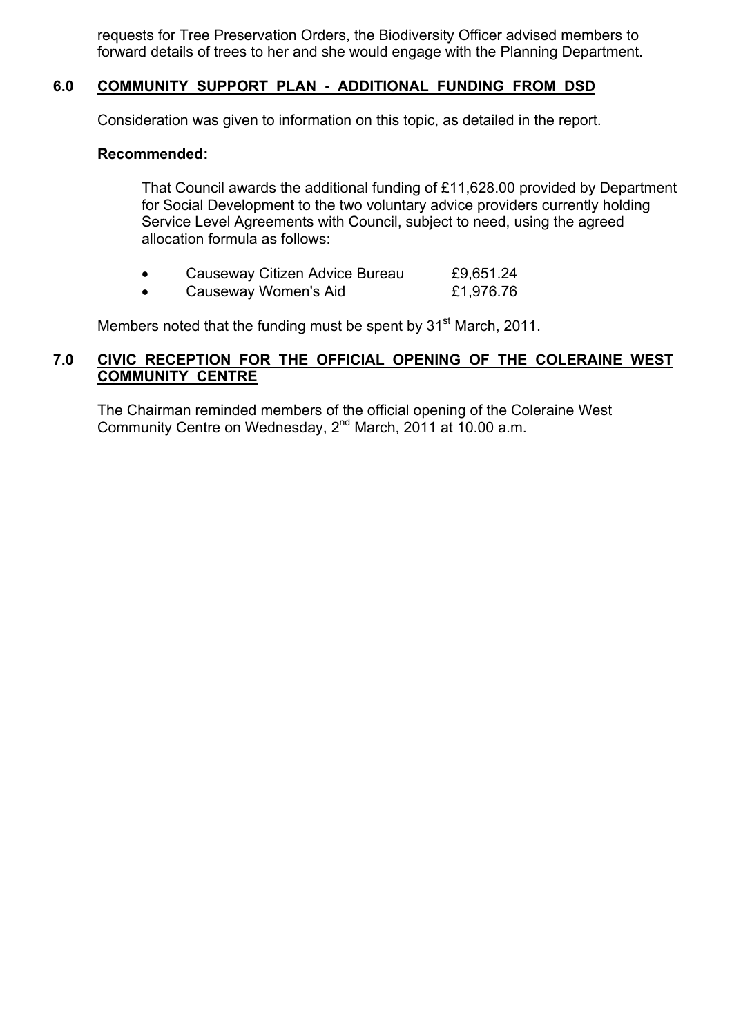requests for Tree Preservation Orders, the Biodiversity Officer advised members to forward details of trees to her and she would engage with the Planning Department.

## 6.0 COMMUNITY SUPPORT PLAN - ADDITIONAL FUNDING FROM DSD

Consideration was given to information on this topic, as detailed in the report.

**Recommended:**

That Council awards the additional funding of £11,628.00 provided by Department for Social Development to the two voluntary advice providers currently holding Service Level Agreements with Council, subject to need, using the agreed allocation formula as follows:

- Causeway Citizen Advice Bureau £9,651.24
- Causeway Women's Aid £1,976.76

Members noted that the funding must be spent by 31st March, 2011.

## 7.0 CIVIC RECEPTION FOR THE OFFICIAL OPENING OF THE COLERAINE WEST COMMUNITY CENTRE

The Chairman reminded members of the official opening of the Coleraine West Community Centre on Wednesday, 2nd March, 2011 at 10.00 a.m.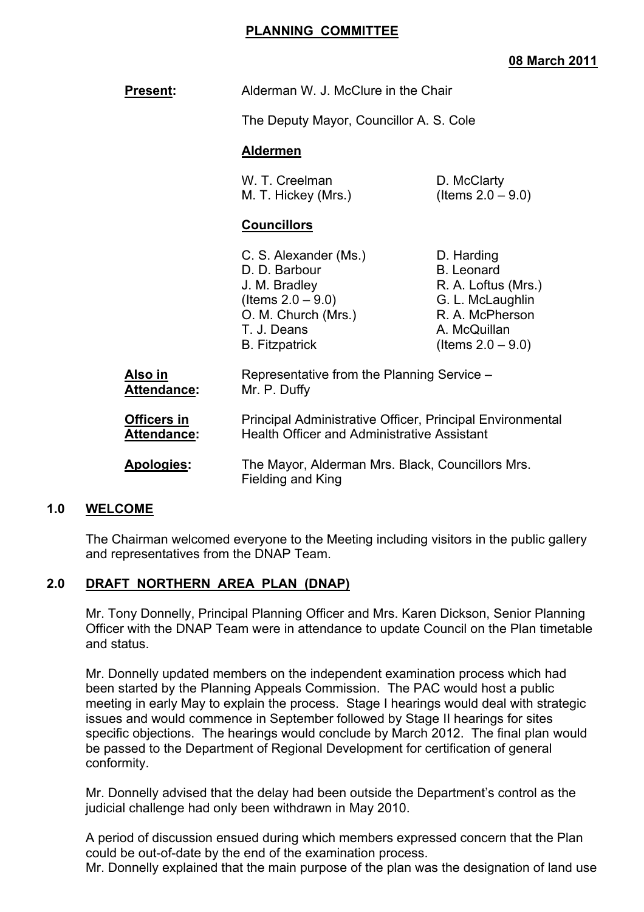**PLANNING COMMITTEE**

**08 March 2011**

**Present:** Alderman W. J. McClure in the Chair

The Deputy Mayor, Councillor A. S. Cole

**Aldermen**

W. T. Creelman
M. T. Hickey (Mrs.)
D. McClarty
(Items 2.0 – 9.0)

**Councillors**

C. S. Alexander (Ms.)
D. D. Barbour
J. M. Bradley
(Items 2.0 – 9.0)
O. M. Church (Mrs.)
T. J. Deans
B. Fitzpatrick
D. Harding
B. Leonard
R. A. Loftus (Mrs.)
G. L. McLaughlin
R. A. McPherson
A. McQuillan
(Items 2.0 – 9.0)

**Also in Attendance:** Representative from the Planning Service – Mr. P. Duffy

**Officers in Attendance:** Principal Administrative Officer, Principal Environmental Health Officer and Administrative Assistant

**Apologies:** The Mayor, Alderman Mrs. Black, Councillors Mrs. Fielding and King

## 1.0 WELCOME

The Chairman welcomed everyone to the Meeting including visitors in the public gallery and representatives from the DNAP Team.

## 2.0 DRAFT NORTHERN AREA PLAN (DNAP)

Mr. Tony Donnelly, Principal Planning Officer and Mrs. Karen Dickson, Senior Planning Officer with the DNAP Team were in attendance to update Council on the Plan timetable and status.

Mr. Donnelly updated members on the independent examination process which had been started by the Planning Appeals Commission. The PAC would host a public meeting in early May to explain the process. Stage I hearings would deal with strategic issues and would commence in September followed by Stage II hearings for sites specific objections. The hearings would conclude by March 2012. The final plan would be passed to the Department of Regional Development for certification of general conformity.

Mr. Donnelly advised that the delay had been outside the Department's control as the judicial challenge had only been withdrawn in May 2010.

A period of discussion ensued during which members expressed concern that the Plan could be out-of-date by the end of the examination process.
Mr. Donnelly explained that the main purpose of the plan was the designation of land use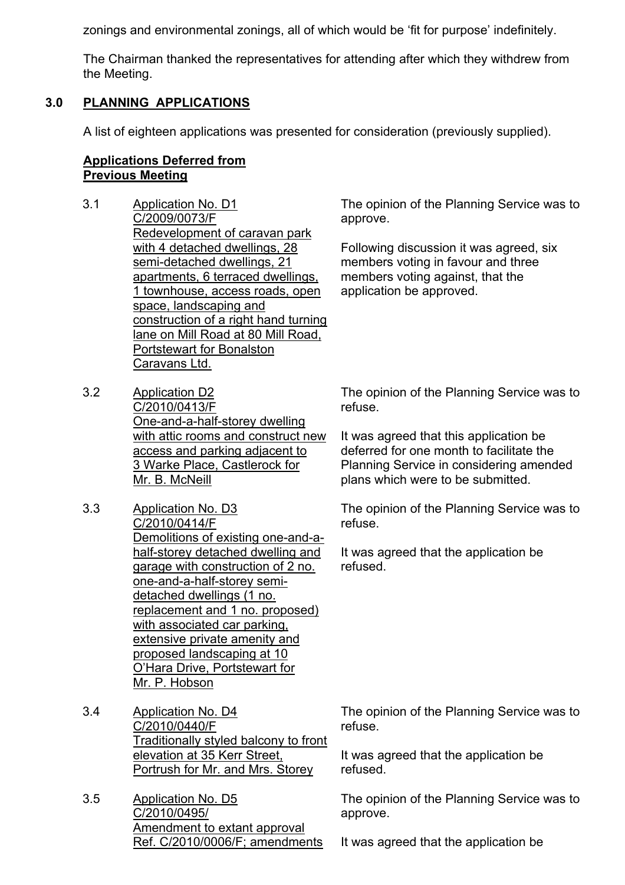zonings and environmental zonings, all of which would be 'fit for purpose' indefinitely.

The Chairman thanked the representatives for attending after which they withdrew from the Meeting.

## 3.0 PLANNING APPLICATIONS

A list of eighteen applications was presented for consideration (previously supplied).

**Applications Deferred from Previous Meeting**

3.1 Application No. D1
C/2009/0073/F
Redevelopment of caravan park with 4 detached dwellings, 28 semi-detached dwellings, 21 apartments, 6 terraced dwellings, 1 townhouse, access roads, open space, landscaping and construction of a right hand turning lane on Mill Road at 80 Mill Road, Portstewart for Bonalston Caravans Ltd.

The opinion of the Planning Service was to approve.

Following discussion it was agreed, six members voting in favour and three members voting against, that the application be approved.

3.2 Application D2
C/2010/0413/F
One-and-a-half-storey dwelling with attic rooms and construct new access and parking adjacent to 3 Warke Place, Castlerock for Mr. B. McNeill

The opinion of the Planning Service was to refuse.

It was agreed that this application be deferred for one month to facilitate the Planning Service in considering amended plans which were to be submitted.

3.3 Application No. D3
C/2010/0414/F
Demolitions of existing one-and-a-half-storey detached dwelling and garage with construction of 2 no. one-and-a-half-storey semi-detached dwellings (1 no. replacement and 1 no. proposed) with associated car parking, extensive private amenity and proposed landscaping at 10 O'Hara Drive, Portstewart for Mr. P. Hobson

The opinion of the Planning Service was to refuse.

It was agreed that the application be refused.

3.4 Application No. D4
C/2010/0440/F
Traditionally styled balcony to front elevation at 35 Kerr Street, Portrush for Mr. and Mrs. Storey

The opinion of the Planning Service was to refuse.

It was agreed that the application be refused.

3.5 Application No. D5
C/2010/0495/
Amendment to extant approval Ref. C/2010/0006/F; amendments

The opinion of the Planning Service was to approve.

It was agreed that the application be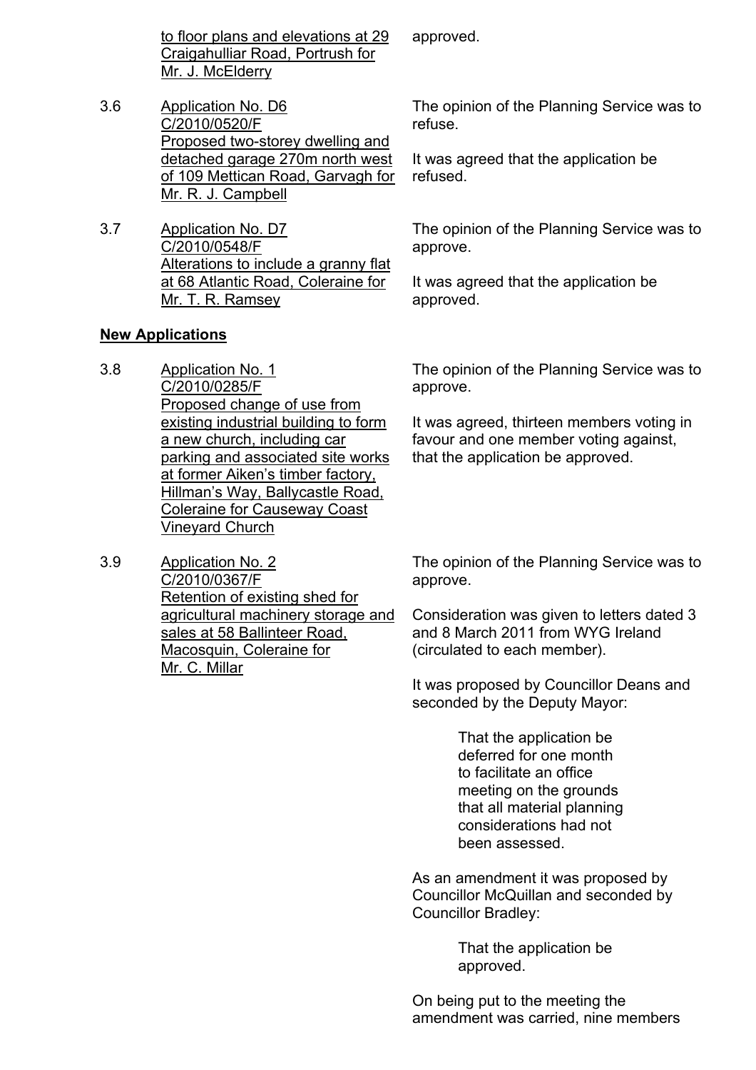to floor plans and elevations at 29 Craigahulliar Road, Portrush for Mr. J. McElderry

approved.

3.6 Application No. D6
C/2010/0520/F
Proposed two-storey dwelling and detached garage 270m north west of 109 Mettican Road, Garvagh for Mr. R. J. Campbell

The opinion of the Planning Service was to refuse.

It was agreed that the application be refused.

3.7 Application No. D7
C/2010/0548/F
Alterations to include a granny flat at 68 Atlantic Road, Coleraine for Mr. T. R. Ramsey

The opinion of the Planning Service was to approve.

It was agreed that the application be approved.

**New Applications**

3.8 Application No. 1
C/2010/0285/F
Proposed change of use from existing industrial building to form a new church, including car parking and associated site works at former Aiken's timber factory, Hillman's Way, Ballycastle Road, Coleraine for Causeway Coast Vineyard Church

The opinion of the Planning Service was to approve.

It was agreed, thirteen members voting in favour and one member voting against, that the application be approved.

3.9 Application No. 2
C/2010/0367/F
Retention of existing shed for agricultural machinery storage and sales at 58 Ballinteer Road, Macosquin, Coleraine for Mr. C. Millar

The opinion of the Planning Service was to approve.

Consideration was given to letters dated 3 and 8 March 2011 from WYG Ireland (circulated to each member).

It was proposed by Councillor Deans and seconded by the Deputy Mayor:

> That the application be deferred for one month to facilitate an office meeting on the grounds that all material planning considerations had not been assessed.

As an amendment it was proposed by Councillor McQuillan and seconded by Councillor Bradley:

> That the application be approved.

On being put to the meeting the amendment was carried, nine members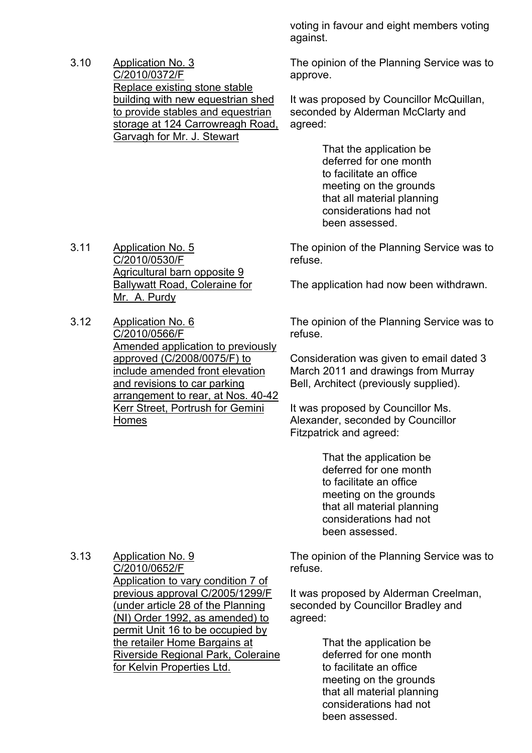voting in favour and eight members voting against.

3.10 <u>Application No. 3 C/2010/0372/F Replace existing stone stable building with new equestrian shed to provide stables and equestrian storage at 124 Carrowreagh Road, Garvagh for Mr. J. Stewart</u>

The opinion of the Planning Service was to approve.

It was proposed by Councillor McQuillan, seconded by Alderman McClarty and agreed:

> That the application be deferred for one month to facilitate an office meeting on the grounds that all material planning considerations had not been assessed.

3.11 <u>Application No. 5 C/2010/0530/F Agricultural barn opposite 9 Ballywatt Road, Coleraine for Mr. A. Purdy</u>

The opinion of the Planning Service was to refuse.

The application had now been withdrawn.

3.12 <u>Application No. 6 C/2010/0566/F Amended application to previously approved (C/2008/0075/F) to include amended front elevation and revisions to car parking arrangement to rear, at Nos. 40-42 Kerr Street, Portrush for Gemini Homes</u>

The opinion of the Planning Service was to refuse.

Consideration was given to email dated 3 March 2011 and drawings from Murray Bell, Architect (previously supplied).

It was proposed by Councillor Ms. Alexander, seconded by Councillor Fitzpatrick and agreed:

> That the application be deferred for one month to facilitate an office meeting on the grounds that all material planning considerations had not been assessed.

3.13 <u>Application No. 9 C/2010/0652/F Application to vary condition 7 of previous approval C/2005/1299/F (under article 28 of the Planning (NI) Order 1992, as amended) to permit Unit 16 to be occupied by the retailer Home Bargains at Riverside Regional Park, Coleraine for Kelvin Properties Ltd.</u>

The opinion of the Planning Service was to refuse.

It was proposed by Alderman Creelman, seconded by Councillor Bradley and agreed:

> That the application be deferred for one month to facilitate an office meeting on the grounds that all material planning considerations had not been assessed.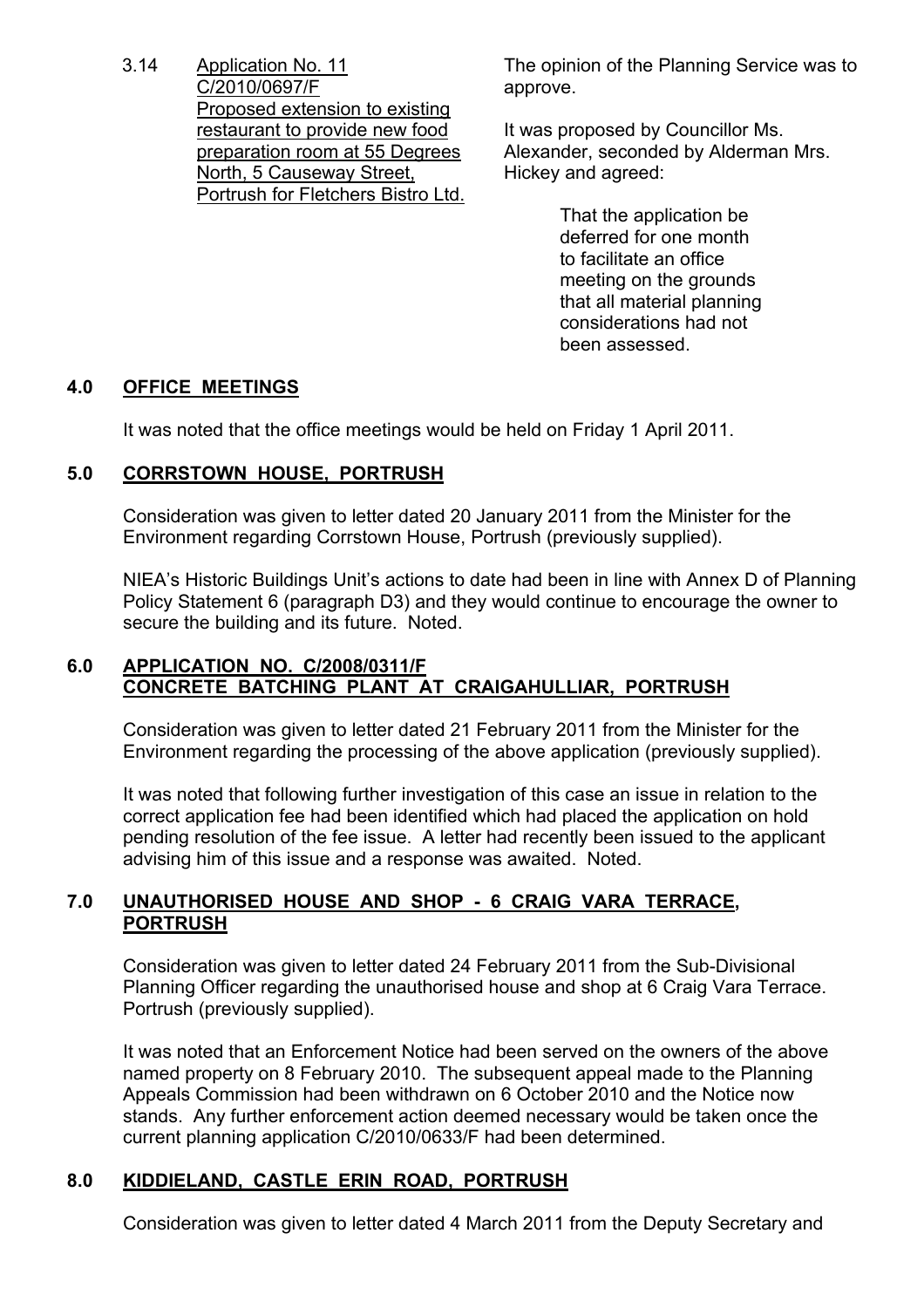3.14 <u>Application No. 11 C/2010/0697/F Proposed extension to existing restaurant to provide new food preparation room at 55 Degrees North, 5 Causeway Street, Portrush for Fletchers Bistro Ltd.</u>

The opinion of the Planning Service was to approve.

It was proposed by Councillor Ms. Alexander, seconded by Alderman Mrs. Hickey and agreed:

> That the application be deferred for one month to facilitate an office meeting on the grounds that all material planning considerations had not been assessed.

## 4.0 OFFICE MEETINGS

It was noted that the office meetings would be held on Friday 1 April 2011.

## 5.0 CORRSTOWN HOUSE, PORTRUSH

Consideration was given to letter dated 20 January 2011 from the Minister for the Environment regarding Corrstown House, Portrush (previously supplied).

NIEA's Historic Buildings Unit's actions to date had been in line with Annex D of Planning Policy Statement 6 (paragraph D3) and they would continue to encourage the owner to secure the building and its future. Noted.

## 6.0 APPLICATION NO. C/2008/0311/F CONCRETE BATCHING PLANT AT CRAIGAHULLIAR, PORTRUSH

Consideration was given to letter dated 21 February 2011 from the Minister for the Environment regarding the processing of the above application (previously supplied).

It was noted that following further investigation of this case an issue in relation to the correct application fee had been identified which had placed the application on hold pending resolution of the fee issue. A letter had recently been issued to the applicant advising him of this issue and a response was awaited. Noted.

## 7.0 UNAUTHORISED HOUSE AND SHOP - 6 CRAIG VARA TERRACE, PORTRUSH

Consideration was given to letter dated 24 February 2011 from the Sub-Divisional Planning Officer regarding the unauthorised house and shop at 6 Craig Vara Terrace. Portrush (previously supplied).

It was noted that an Enforcement Notice had been served on the owners of the above named property on 8 February 2010. The subsequent appeal made to the Planning Appeals Commission had been withdrawn on 6 October 2010 and the Notice now stands. Any further enforcement action deemed necessary would be taken once the current planning application C/2010/0633/F had been determined.

## 8.0 KIDDIELAND, CASTLE ERIN ROAD, PORTRUSH

Consideration was given to letter dated 4 March 2011 from the Deputy Secretary and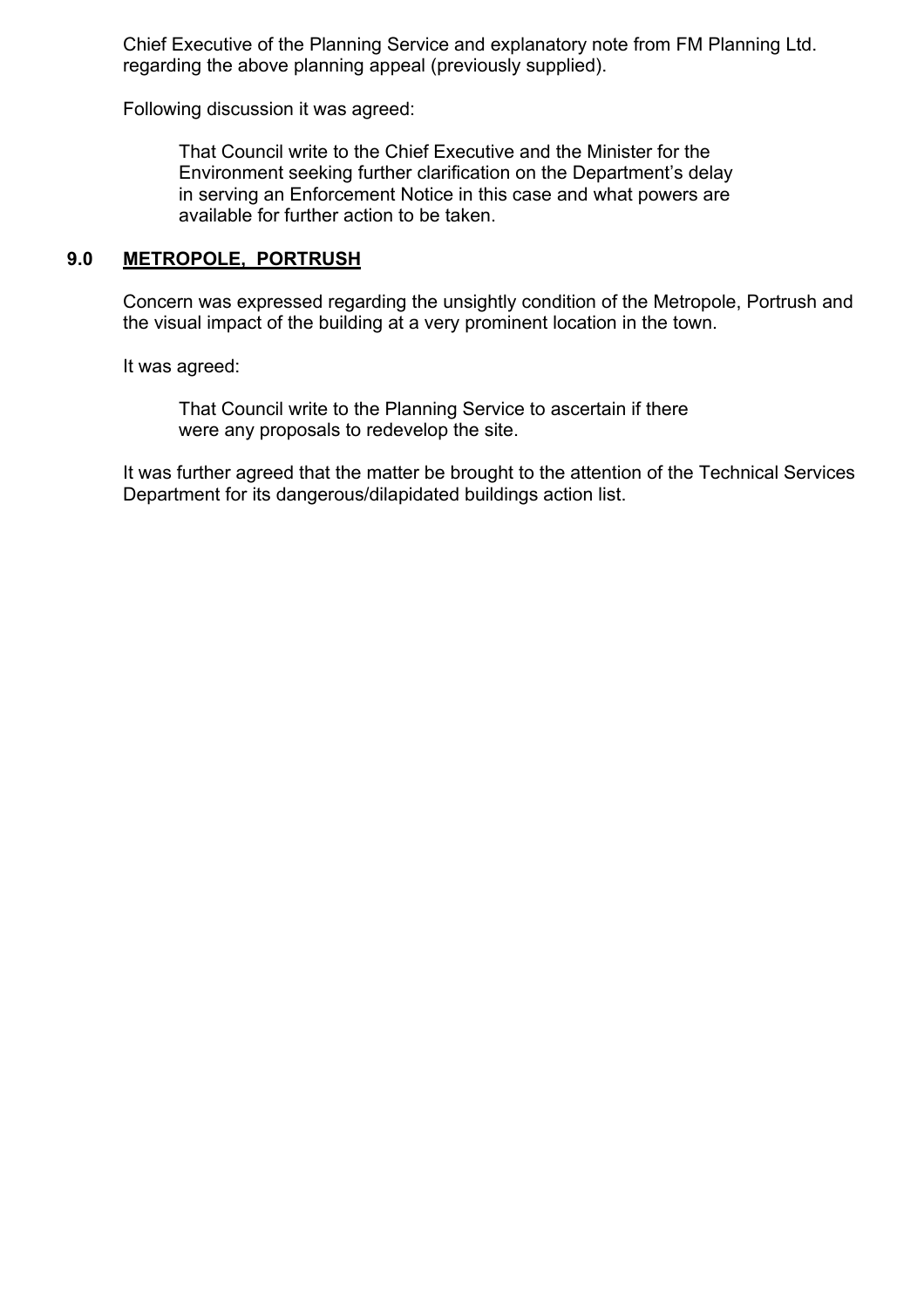Chief Executive of the Planning Service and explanatory note from FM Planning Ltd. regarding the above planning appeal (previously supplied).

Following discussion it was agreed:

> That Council write to the Chief Executive and the Minister for the Environment seeking further clarification on the Department's delay in serving an Enforcement Notice in this case and what powers are available for further action to be taken.

## 9.0 METROPOLE, PORTRUSH

Concern was expressed regarding the unsightly condition of the Metropole, Portrush and the visual impact of the building at a very prominent location in the town.

It was agreed:

> That Council write to the Planning Service to ascertain if there were any proposals to redevelop the site.

It was further agreed that the matter be brought to the attention of the Technical Services Department for its dangerous/dilapidated buildings action list.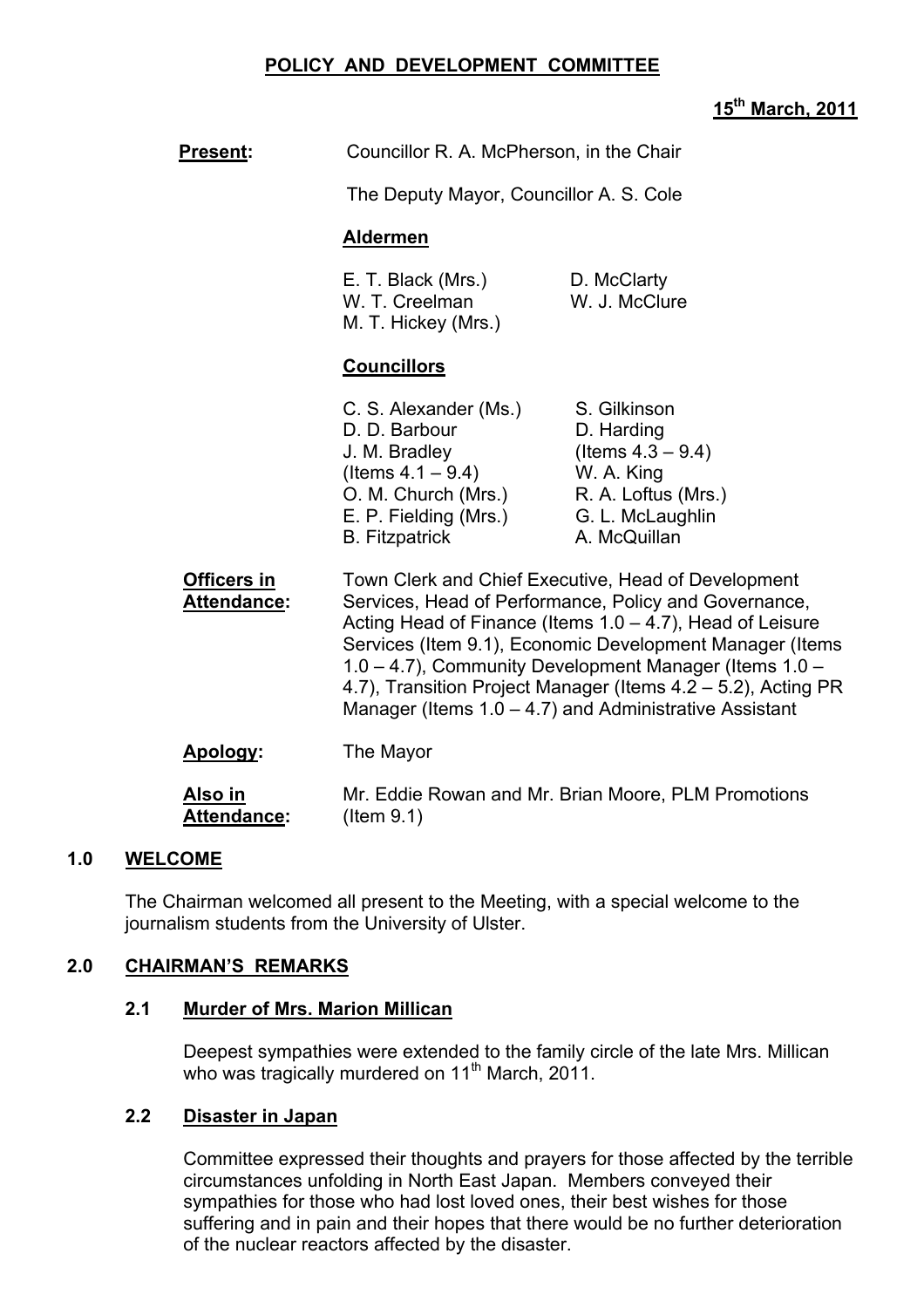# POLICY AND DEVELOPMENT COMMITTEE

**15th March, 2011**

**Present:** Councillor R. A. McPherson, in the Chair

The Deputy Mayor, Councillor A. S. Cole

**Aldermen**

E. T. Black (Mrs.)
W. T. Creelman
M. T. Hickey (Mrs.)
D. McClarty
W. J. McClure

**Councillors**

C. S. Alexander (Ms.)
D. D. Barbour
J. M. Bradley (Items 4.1 – 9.4)
O. M. Church (Mrs.)
E. P. Fielding (Mrs.)
B. Fitzpatrick
S. Gilkinson
D. Harding (Items 4.3 – 9.4)
W. A. King
R. A. Loftus (Mrs.)
G. L. McLaughlin
A. McQuillan

**Officers in Attendance:** Town Clerk and Chief Executive, Head of Development Services, Head of Performance, Policy and Governance, Acting Head of Finance (Items 1.0 – 4.7), Head of Leisure Services (Item 9.1), Economic Development Manager (Items 1.0 – 4.7), Community Development Manager (Items 1.0 – 4.7), Transition Project Manager (Items 4.2 – 5.2), Acting PR Manager (Items 1.0 – 4.7) and Administrative Assistant

**Apology:** The Mayor

**Also in Attendance:** Mr. Eddie Rowan and Mr. Brian Moore, PLM Promotions (Item 9.1)

## 1.0 WELCOME

The Chairman welcomed all present to the Meeting, with a special welcome to the journalism students from the University of Ulster.

## 2.0 CHAIRMAN'S REMARKS

### 2.1 Murder of Mrs. Marion Millican

Deepest sympathies were extended to the family circle of the late Mrs. Millican who was tragically murdered on 11th March, 2011.

### 2.2 Disaster in Japan

Committee expressed their thoughts and prayers for those affected by the terrible circumstances unfolding in North East Japan. Members conveyed their sympathies for those who had lost loved ones, their best wishes for those suffering and in pain and their hopes that there would be no further deterioration of the nuclear reactors affected by the disaster.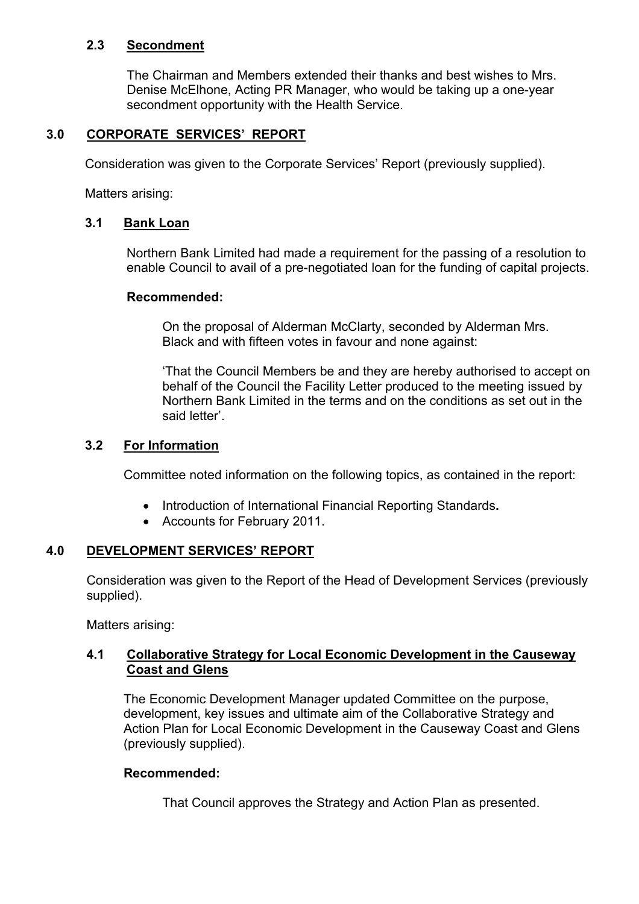### 2.3 Secondment

The Chairman and Members extended their thanks and best wishes to Mrs. Denise McElhone, Acting PR Manager, who would be taking up a one-year secondment opportunity with the Health Service.

## 3.0 CORPORATE SERVICES' REPORT

Consideration was given to the Corporate Services' Report (previously supplied).

Matters arising:

### 3.1 Bank Loan

Northern Bank Limited had made a requirement for the passing of a resolution to enable Council to avail of a pre-negotiated loan for the funding of capital projects.

**Recommended:**

On the proposal of Alderman McClarty, seconded by Alderman Mrs. Black and with fifteen votes in favour and none against:

'That the Council Members be and they are hereby authorised to accept on behalf of the Council the Facility Letter produced to the meeting issued by Northern Bank Limited in the terms and on the conditions as set out in the said letter'.

### 3.2 For Information

Committee noted information on the following topics, as contained in the report:

- Introduction of International Financial Reporting Standards**.**
- Accounts for February 2011.

## 4.0 DEVELOPMENT SERVICES' REPORT

Consideration was given to the Report of the Head of Development Services (previously supplied).

Matters arising:

### 4.1 Collaborative Strategy for Local Economic Development in the Causeway Coast and Glens

The Economic Development Manager updated Committee on the purpose, development, key issues and ultimate aim of the Collaborative Strategy and Action Plan for Local Economic Development in the Causeway Coast and Glens (previously supplied).

**Recommended:**

That Council approves the Strategy and Action Plan as presented.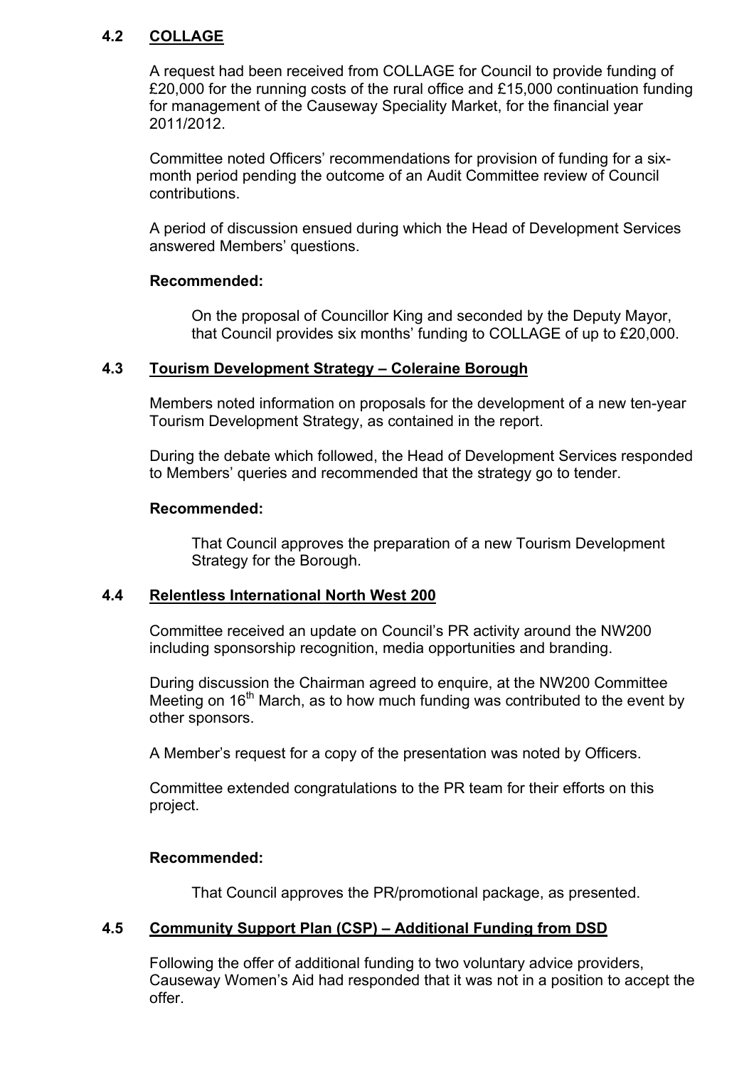### 4.2 COLLAGE

A request had been received from COLLAGE for Council to provide funding of £20,000 for the running costs of the rural office and £15,000 continuation funding for management of the Causeway Speciality Market, for the financial year 2011/2012.

Committee noted Officers' recommendations for provision of funding for a six-month period pending the outcome of an Audit Committee review of Council contributions.

A period of discussion ensued during which the Head of Development Services answered Members' questions.

**Recommended:**

On the proposal of Councillor King and seconded by the Deputy Mayor, that Council provides six months' funding to COLLAGE of up to £20,000.

### 4.3 Tourism Development Strategy – Coleraine Borough

Members noted information on proposals for the development of a new ten-year Tourism Development Strategy, as contained in the report.

During the debate which followed, the Head of Development Services responded to Members' queries and recommended that the strategy go to tender.

**Recommended:**

That Council approves the preparation of a new Tourism Development Strategy for the Borough.

### 4.4 Relentless International North West 200

Committee received an update on Council's PR activity around the NW200 including sponsorship recognition, media opportunities and branding.

During discussion the Chairman agreed to enquire, at the NW200 Committee Meeting on 16th March, as to how much funding was contributed to the event by other sponsors.

A Member's request for a copy of the presentation was noted by Officers.

Committee extended congratulations to the PR team for their efforts on this project.

**Recommended:**

That Council approves the PR/promotional package, as presented.

### 4.5 Community Support Plan (CSP) – Additional Funding from DSD

Following the offer of additional funding to two voluntary advice providers, Causeway Women's Aid had responded that it was not in a position to accept the offer.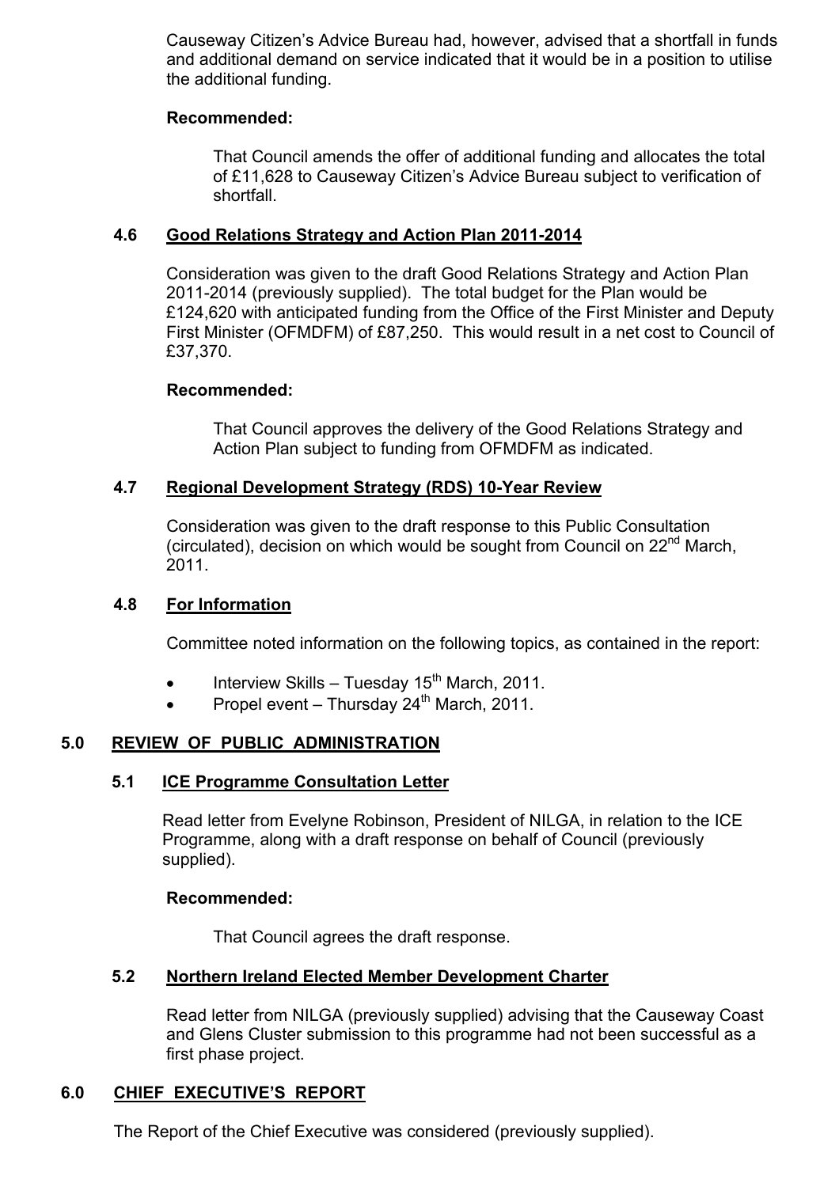Causeway Citizen's Advice Bureau had, however, advised that a shortfall in funds and additional demand on service indicated that it would be in a position to utilise the additional funding.

**Recommended:**

That Council amends the offer of additional funding and allocates the total of £11,628 to Causeway Citizen's Advice Bureau subject to verification of shortfall.

### 4.6 Good Relations Strategy and Action Plan 2011-2014

Consideration was given to the draft Good Relations Strategy and Action Plan 2011-2014 (previously supplied). The total budget for the Plan would be £124,620 with anticipated funding from the Office of the First Minister and Deputy First Minister (OFMDFM) of £87,250. This would result in a net cost to Council of £37,370.

**Recommended:**

That Council approves the delivery of the Good Relations Strategy and Action Plan subject to funding from OFMDFM as indicated.

### 4.7 Regional Development Strategy (RDS) 10-Year Review

Consideration was given to the draft response to this Public Consultation (circulated), decision on which would be sought from Council on 22nd March, 2011.

### 4.8 For Information

Committee noted information on the following topics, as contained in the report:

- Interview Skills – Tuesday 15th March, 2011.
- Propel event – Thursday 24th March, 2011.

## 5.0 REVIEW OF PUBLIC ADMINISTRATION

### 5.1 ICE Programme Consultation Letter

Read letter from Evelyne Robinson, President of NILGA, in relation to the ICE Programme, along with a draft response on behalf of Council (previously supplied).

**Recommended:**

That Council agrees the draft response.

### 5.2 Northern Ireland Elected Member Development Charter

Read letter from NILGA (previously supplied) advising that the Causeway Coast and Glens Cluster submission to this programme had not been successful as a first phase project.

## 6.0 CHIEF EXECUTIVE'S REPORT

The Report of the Chief Executive was considered (previously supplied).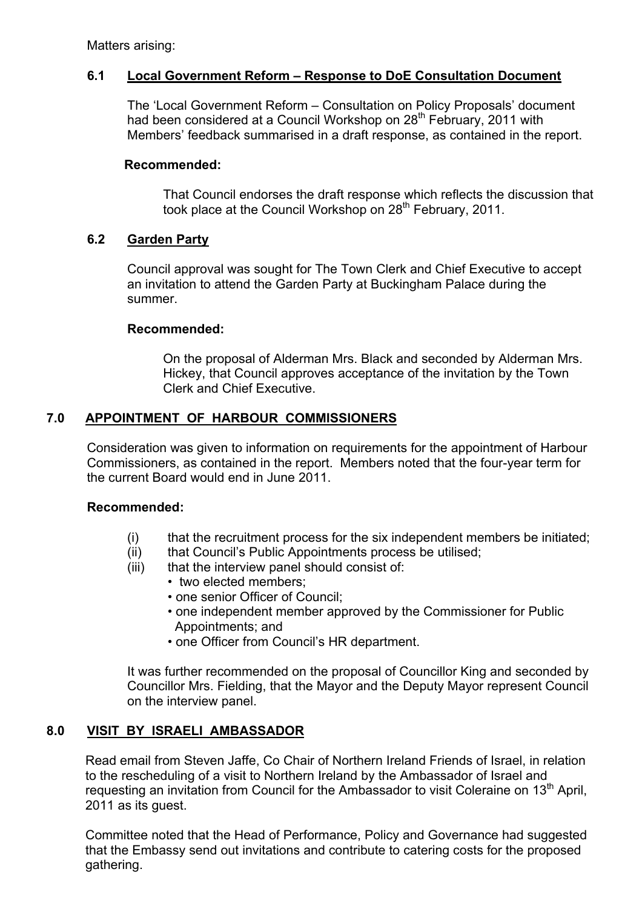Matters arising:

### 6.1 Local Government Reform – Response to DoE Consultation Document

The 'Local Government Reform – Consultation on Policy Proposals' document had been considered at a Council Workshop on 28th February, 2011 with Members' feedback summarised in a draft response, as contained in the report.

**Recommended:**

That Council endorses the draft response which reflects the discussion that took place at the Council Workshop on 28th February, 2011.

### 6.2 Garden Party

Council approval was sought for The Town Clerk and Chief Executive to accept an invitation to attend the Garden Party at Buckingham Palace during the summer.

**Recommended:**

On the proposal of Alderman Mrs. Black and seconded by Alderman Mrs. Hickey, that Council approves acceptance of the invitation by the Town Clerk and Chief Executive.

## 7.0 APPOINTMENT OF HARBOUR COMMISSIONERS

Consideration was given to information on requirements for the appointment of Harbour Commissioners, as contained in the report. Members noted that the four-year term for the current Board would end in June 2011.

**Recommended:**

(i) that the recruitment process for the six independent members be initiated;
(ii) that Council's Public Appointments process be utilised;
(iii) that the interview panel should consist of:
- two elected members;
- one senior Officer of Council;
- one independent member approved by the Commissioner for Public Appointments; and
- one Officer from Council's HR department.

It was further recommended on the proposal of Councillor King and seconded by Councillor Mrs. Fielding, that the Mayor and the Deputy Mayor represent Council on the interview panel.

## 8.0 VISIT BY ISRAELI AMBASSADOR

Read email from Steven Jaffe, Co Chair of Northern Ireland Friends of Israel, in relation to the rescheduling of a visit to Northern Ireland by the Ambassador of Israel and requesting an invitation from Council for the Ambassador to visit Coleraine on 13th April, 2011 as its guest.

Committee noted that the Head of Performance, Policy and Governance had suggested that the Embassy send out invitations and contribute to catering costs for the proposed gathering.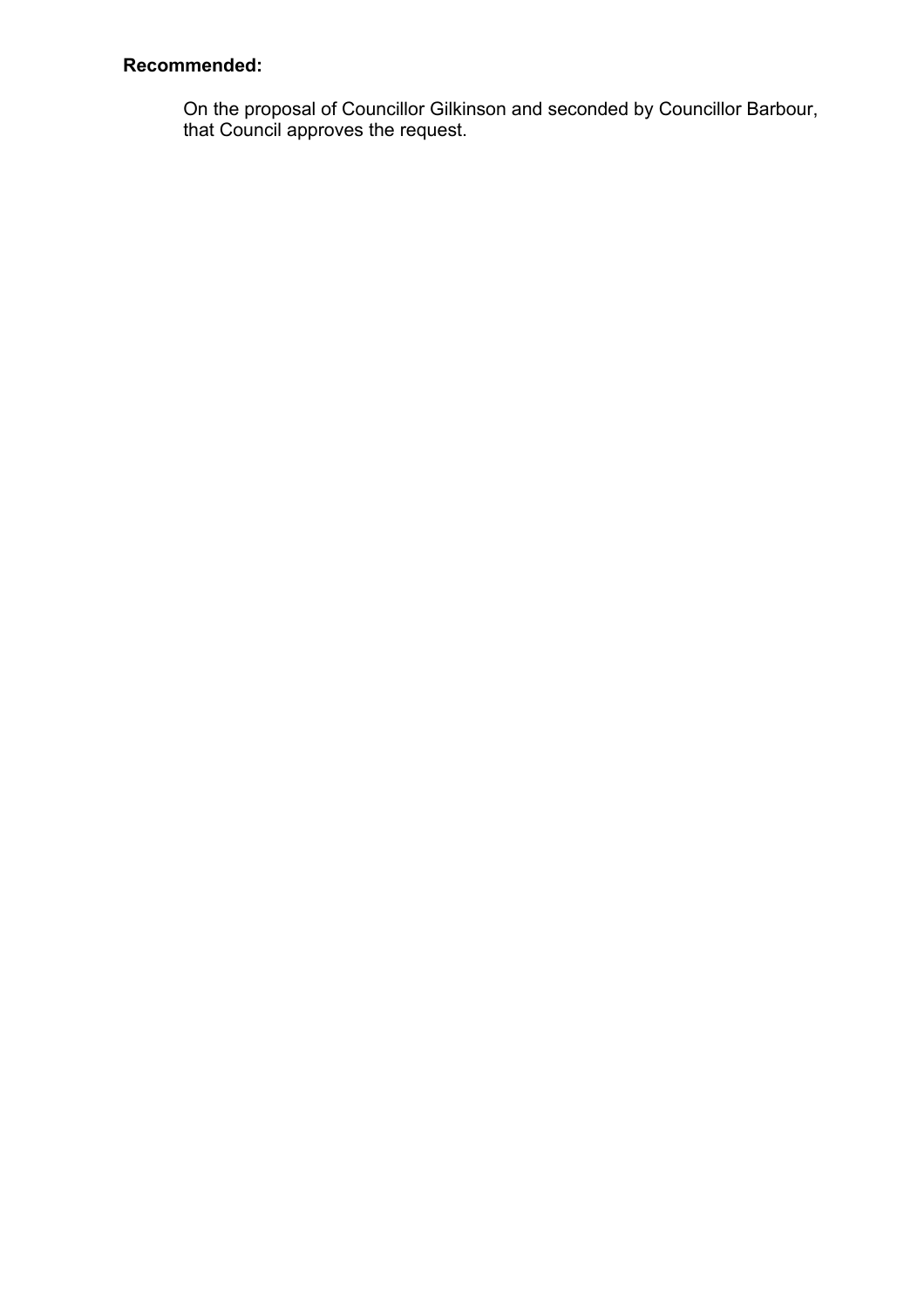**Recommended:**

On the proposal of Councillor Gilkinson and seconded by Councillor Barbour, that Council approves the request.